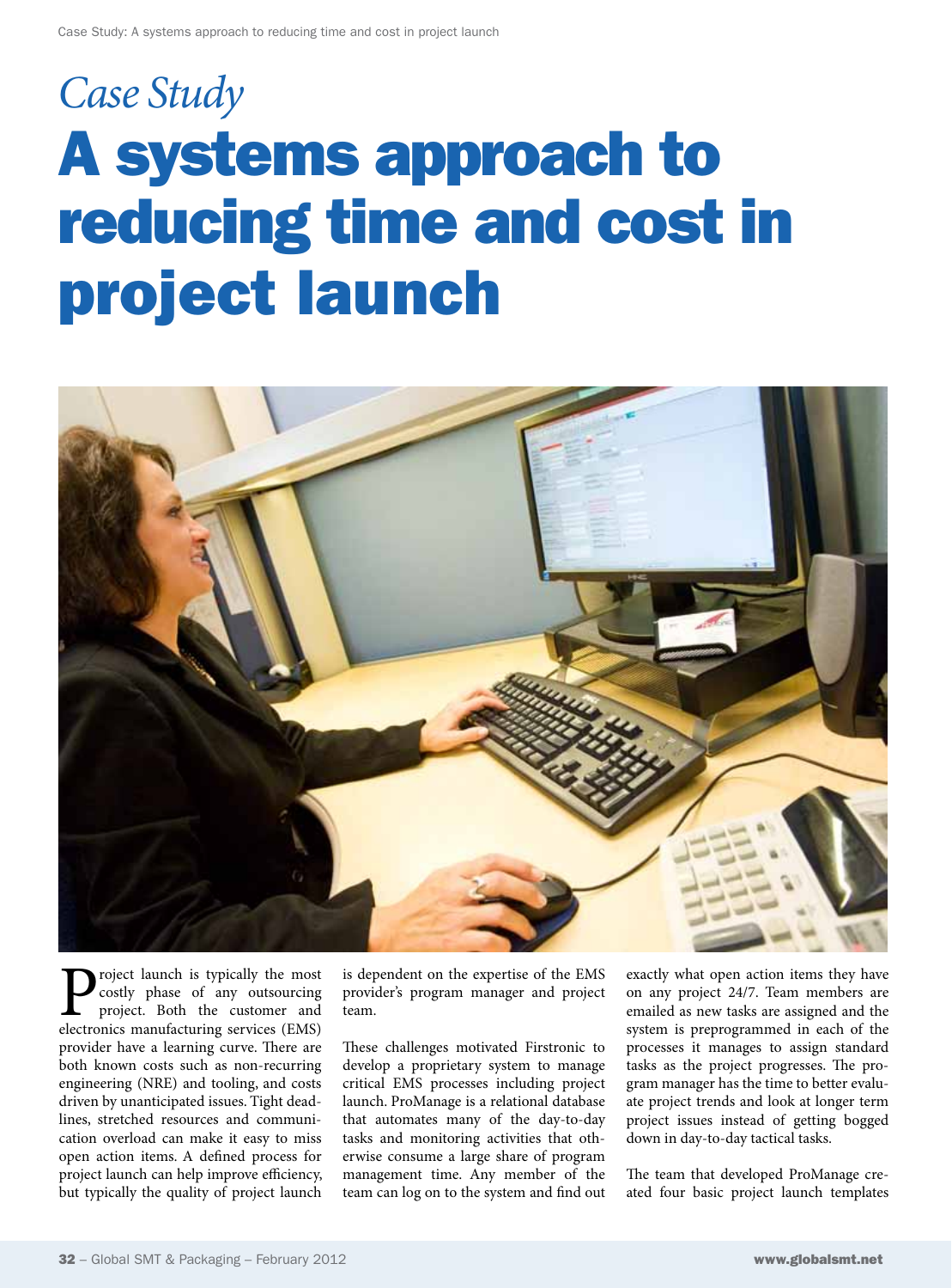*Case Study*

# A systems approach to reducing time and cost in project launch

Project launch is typically the most costly phase of any outsourcing project. Both the customer and electronics manufacturing services (EMS) provider have a learning curve. There are both known costs such as non-recurring engineering (NRE) and tooling, and costs driven by unanticipated issues. Tight deadlines, stretched resources and communication overload can make it easy to miss open action items. A defined process for project launch can help improve efficiency, but typically the quality of project launch is dependent on the expertise of the EMS provider's program manager and project team.

These challenges motivated Firstronic to develop a proprietary system to manage critical EMS processes including project launch. ProManage is a relational database that automates many of the day-to-day tasks and monitoring activities that otherwise consume a large share of program management time. Any member of the team can log on to the system and find out exactly what open action items they have on any project 24/7. Team members are emailed as new tasks are assigned and the system is preprogrammed in each of the processes it manages to assign standard tasks as the project progresses. The program manager has the time to better evaluate project trends and look at longer term project issues instead of getting bogged down in day-to-day tactical tasks.

The team that developed ProManage created four basic project launch templates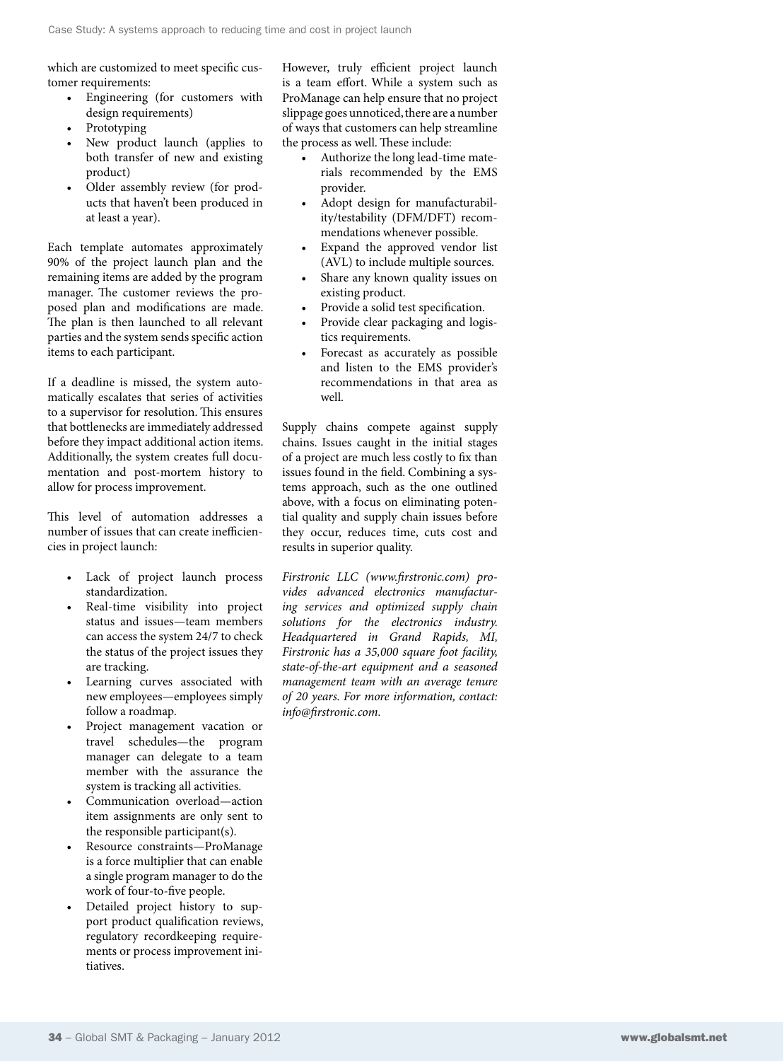which are customized to meet specific customer requirements:

- Engineering (for customers with design requirements)
- Prototyping
- New product launch (applies to both transfer of new and existing product)
- Older assembly review (for products that haven't been produced in at least a year).

Each template automates approximately 90% of the project launch plan and the remaining items are added by the program manager. The customer reviews the proposed plan and modifications are made. The plan is then launched to all relevant parties and the system sends specific action items to each participant.

If a deadline is missed, the system automatically escalates that series of activities to a supervisor for resolution. This ensures that bottlenecks are immediately addressed before they impact additional action items. Additionally, the system creates full documentation and post-mortem history to allow for process improvement.

This level of automation addresses a number of issues that can create inefficiencies in project launch:

- Lack of project launch process standardization.
- Real-time visibility into project status and issues—team members can access the system 24/7 to check the status of the project issues they are tracking.
- Learning curves associated with new employees—employees simply follow a roadmap.
- Project management vacation or travel schedules—the program manager can delegate to a team member with the assurance the system is tracking all activities.
- Communication overload—action item assignments are only sent to the responsible participant(s).
- Resource constraints—ProManage is a force multiplier that can enable a single program manager to do the work of four-to-five people.
- Detailed project history to support product qualification reviews, regulatory recordkeeping requirements or process improvement initiatives.

However, truly efficient project launch is a team effort. While a system such as ProManage can help ensure that no project slippage goes unnoticed, there are a number of ways that customers can help streamline the process as well. These include:

- Authorize the long lead-time materials recommended by the EMS provider.
- Adopt design for manufacturability/testability (DFM/DFT) recommendations whenever possible.
- Expand the approved vendor list (AVL) to include multiple sources.
- Share any known quality issues on existing product.
- Provide a solid test specification.
- Provide clear packaging and logistics requirements.
- Forecast as accurately as possible and listen to the EMS provider's recommendations in that area as well.

Supply chains compete against supply chains. Issues caught in the initial stages of a project are much less costly to fix than issues found in the field. Combining a systems approach, such as the one outlined above, with a focus on eliminating potential quality and supply chain issues before they occur, reduces time, cuts cost and results in superior quality.

*Firstronic LLC (www.firstronic.com) provides advanced electronics manufacturing services and optimized supply chain solutions for the electronics industry. Headquartered in Grand Rapids, MI, Firstronic has a 35,000 square foot facility, state-of-the-art equipment and a seasoned management team with an average tenure of 20 years. For more information, contact: info@firstronic.com.*